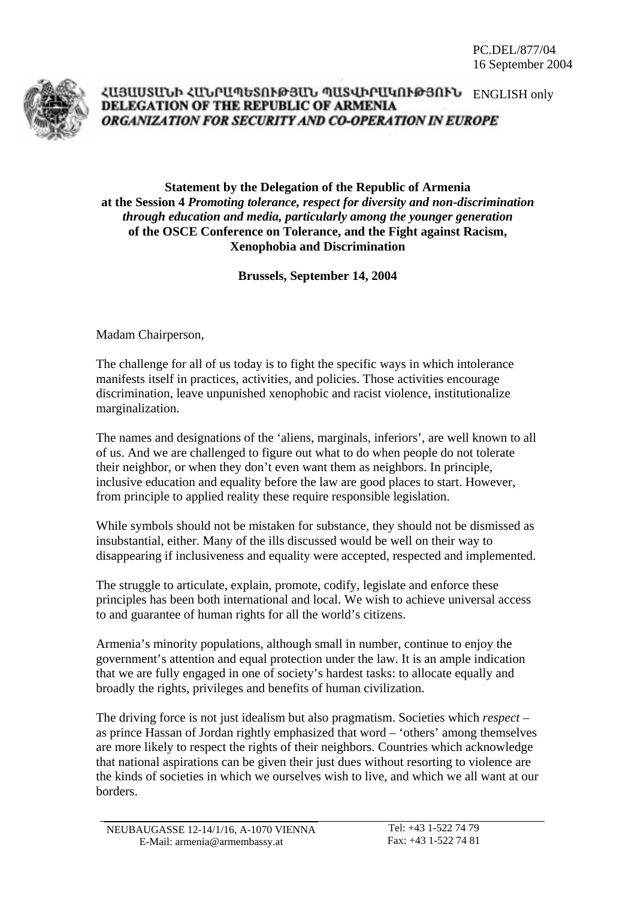PC.DEL/877/04
16 September 2004

ՀԱՅԱՍՏԱՆԻ ՀԱՆՐԱՊԵՏՈՒԹՅԱՆ ՊԱՏՎԻՐԱԿՈՒԹՅՈՒՆ

**DELEGATION OF THE REPUBLIC OF ARMENIA**

***ORGANIZATION FOR SECURITY AND CO-OPERATION IN EUROPE***

ENGLISH only

**Statement by the Delegation of the Republic of Armenia at the Session 4 *Promoting tolerance, respect for diversity and non-discrimination through education and media, particularly among the younger generation* of the OSCE Conference on Tolerance, and the Fight against Racism, Xenophobia and Discrimination**

**Brussels, September 14, 2004**

Madam Chairperson,

The challenge for all of us today is to fight the specific ways in which intolerance manifests itself in practices, activities, and policies. Those activities encourage discrimination, leave unpunished xenophobic and racist violence, institutionalize marginalization.

The names and designations of the 'aliens, marginals, inferiors', are well known to all of us. And we are challenged to figure out what to do when people do not tolerate their neighbor, or when they don't even want them as neighbors. In principle, inclusive education and equality before the law are good places to start. However, from principle to applied reality these require responsible legislation.

While symbols should not be mistaken for substance, they should not be dismissed as insubstantial, either. Many of the ills discussed would be well on their way to disappearing if inclusiveness and equality were accepted, respected and implemented.

The struggle to articulate, explain, promote, codify, legislate and enforce these principles has been both international and local. We wish to achieve universal access to and guarantee of human rights for all the world's citizens.

Armenia's minority populations, although small in number, continue to enjoy the government's attention and equal protection under the law. It is an ample indication that we are fully engaged in one of society's hardest tasks: to allocate equally and broadly the rights, privileges and benefits of human civilization.

The driving force is not just idealism but also pragmatism. Societies which *respect* – as prince Hassan of Jordan rightly emphasized that word – 'others' among themselves are more likely to respect the rights of their neighbors. Countries which acknowledge that national aspirations can be given their just dues without resorting to violence are the kinds of societies in which we ourselves wish to live, and which we all want at our borders.

NEUBAUGASSE 12-14/1/16, A-1070 VIENNA
E-Mail: armenia@armembassy.at

Tel: +43 1-522 74 79
Fax: +43 1-522 74 81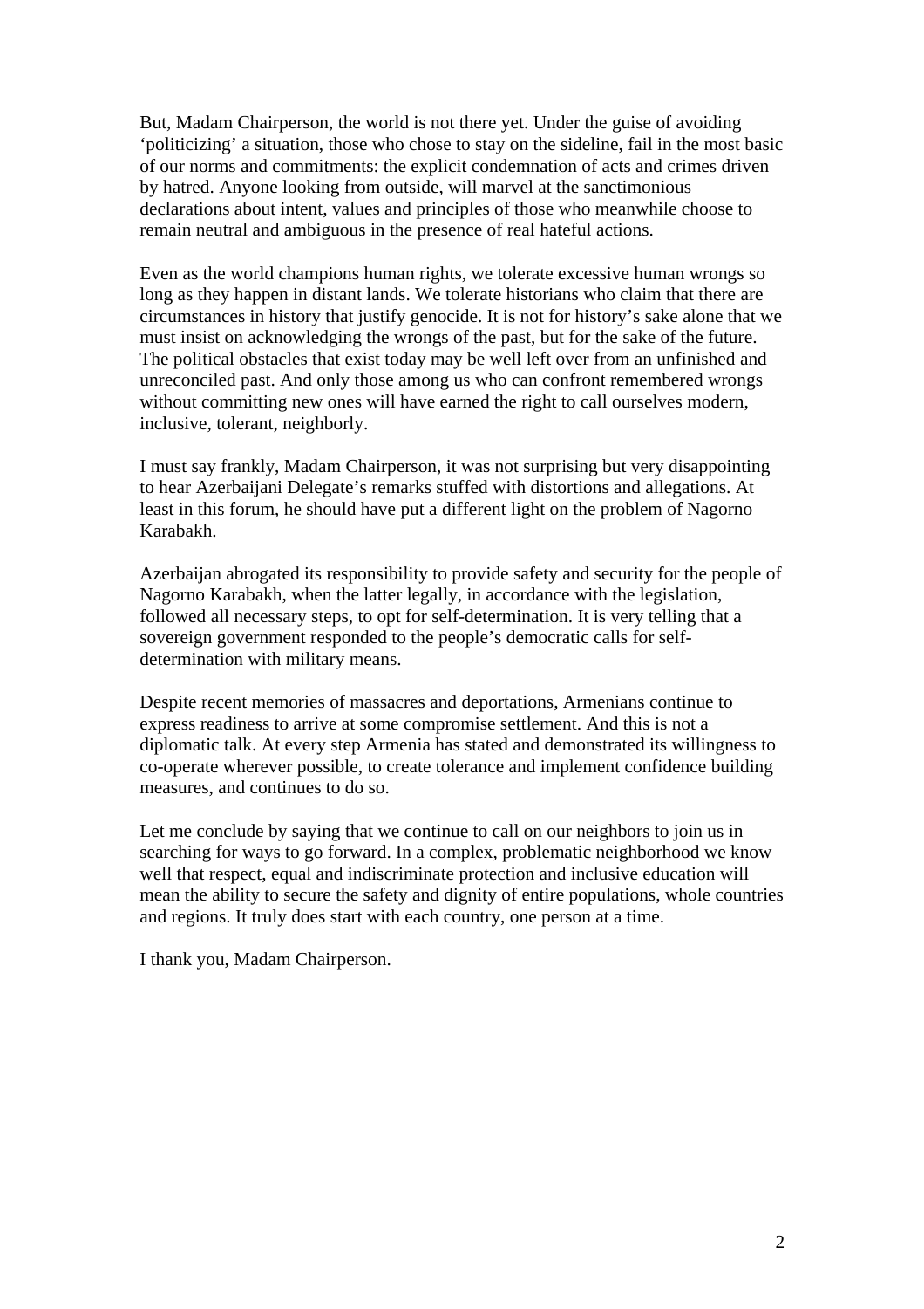But, Madam Chairperson, the world is not there yet. Under the guise of avoiding 'politicizing' a situation, those who chose to stay on the sideline, fail in the most basic of our norms and commitments: the explicit condemnation of acts and crimes driven by hatred. Anyone looking from outside, will marvel at the sanctimonious declarations about intent, values and principles of those who meanwhile choose to remain neutral and ambiguous in the presence of real hateful actions.

Even as the world champions human rights, we tolerate excessive human wrongs so long as they happen in distant lands. We tolerate historians who claim that there are circumstances in history that justify genocide. It is not for history's sake alone that we must insist on acknowledging the wrongs of the past, but for the sake of the future. The political obstacles that exist today may be well left over from an unfinished and unreconciled past. And only those among us who can confront remembered wrongs without committing new ones will have earned the right to call ourselves modern, inclusive, tolerant, neighborly.

I must say frankly, Madam Chairperson, it was not surprising but very disappointing to hear Azerbaijani Delegate's remarks stuffed with distortions and allegations. At least in this forum, he should have put a different light on the problem of Nagorno Karabakh.

Azerbaijan abrogated its responsibility to provide safety and security for the people of Nagorno Karabakh, when the latter legally, in accordance with the legislation, followed all necessary steps, to opt for self-determination. It is very telling that a sovereign government responded to the people's democratic calls for self-determination with military means.

Despite recent memories of massacres and deportations, Armenians continue to express readiness to arrive at some compromise settlement. And this is not a diplomatic talk. At every step Armenia has stated and demonstrated its willingness to co-operate wherever possible, to create tolerance and implement confidence building measures, and continues to do so.

Let me conclude by saying that we continue to call on our neighbors to join us in searching for ways to go forward. In a complex, problematic neighborhood we know well that respect, equal and indiscriminate protection and inclusive education will mean the ability to secure the safety and dignity of entire populations, whole countries and regions. It truly does start with each country, one person at a time.

I thank you, Madam Chairperson.